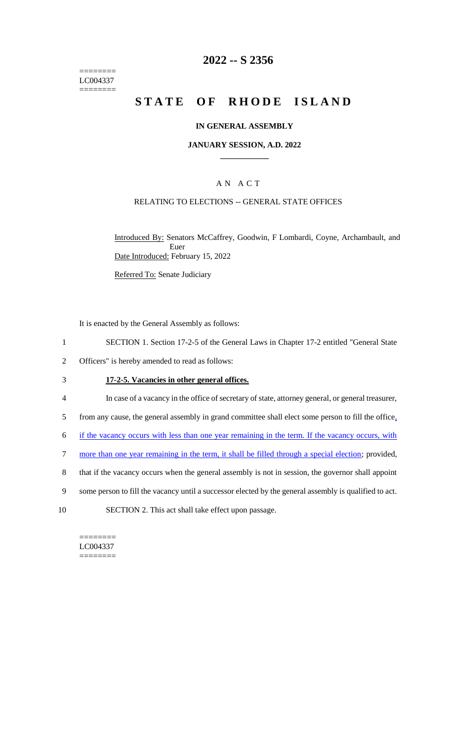========
LC004337
========

# 2022 -- S 2356

# STATE OF RHODE ISLAND

## IN GENERAL ASSEMBLY

### JANUARY SESSION, A.D. 2022

---

### A N A C T

RELATING TO ELECTIONS -- GENERAL STATE OFFICES

Introduced By: Senators McCaffrey, Goodwin, F Lombardi, Coyne, Archambault, and Euer

Date Introduced: February 15, 2022

Referred To: Senate Judiciary

It is enacted by the General Assembly as follows:

1 SECTION 1. Section 17-2-5 of the General Laws in Chapter 17-2 entitled "General State
2 Officers" is hereby amended to read as follows:

3 **17-2-5. Vacancies in other general offices.**

4 In case of a vacancy in the office of secretary of state, attorney general, or general treasurer,
5 from any cause, the general assembly in grand committee shall elect some person to fill the office,
6 if the vacancy occurs with less than one year remaining in the term. If the vacancy occurs, with
7 more than one year remaining in the term, it shall be filled through a special election; provided,
8 that if the vacancy occurs when the general assembly is not in session, the governor shall appoint
9 some person to fill the vacancy until a successor elected by the general assembly is qualified to act.

10 SECTION 2. This act shall take effect upon passage.

========
LC004337
========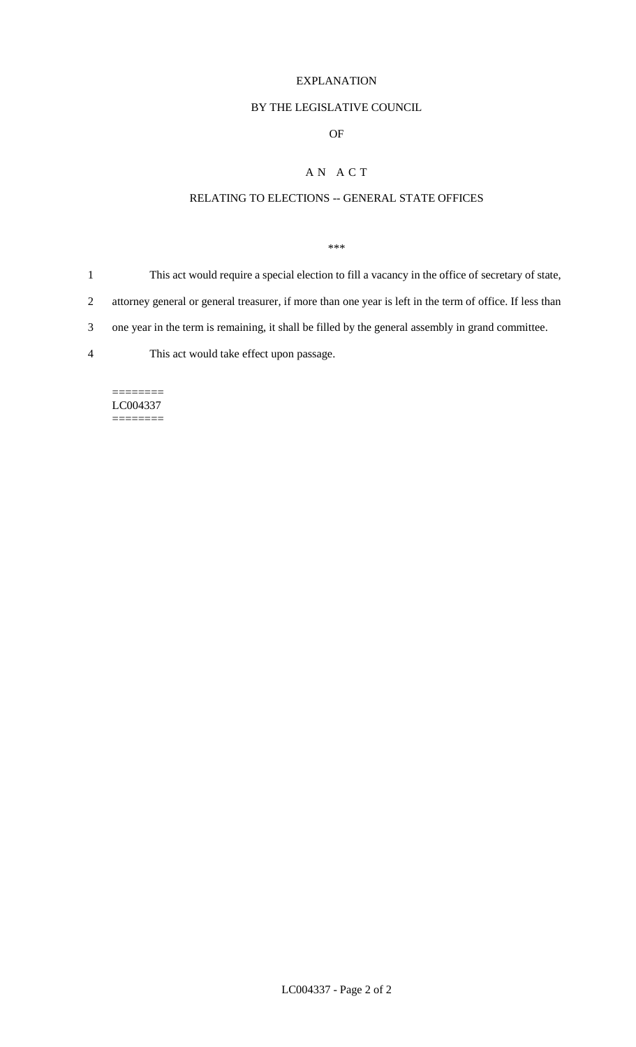EXPLANATION

BY THE LEGISLATIVE COUNCIL

OF

A N A C T

RELATING TO ELECTIONS -- GENERAL STATE OFFICES

\*\*\*

This act would require a special election to fill a vacancy in the office of secretary of state, attorney general or general treasurer, if more than one year is left in the term of office. If less than one year in the term is remaining, it shall be filled by the general assembly in grand committee.

This act would take effect upon passage.

========
LC004337
========